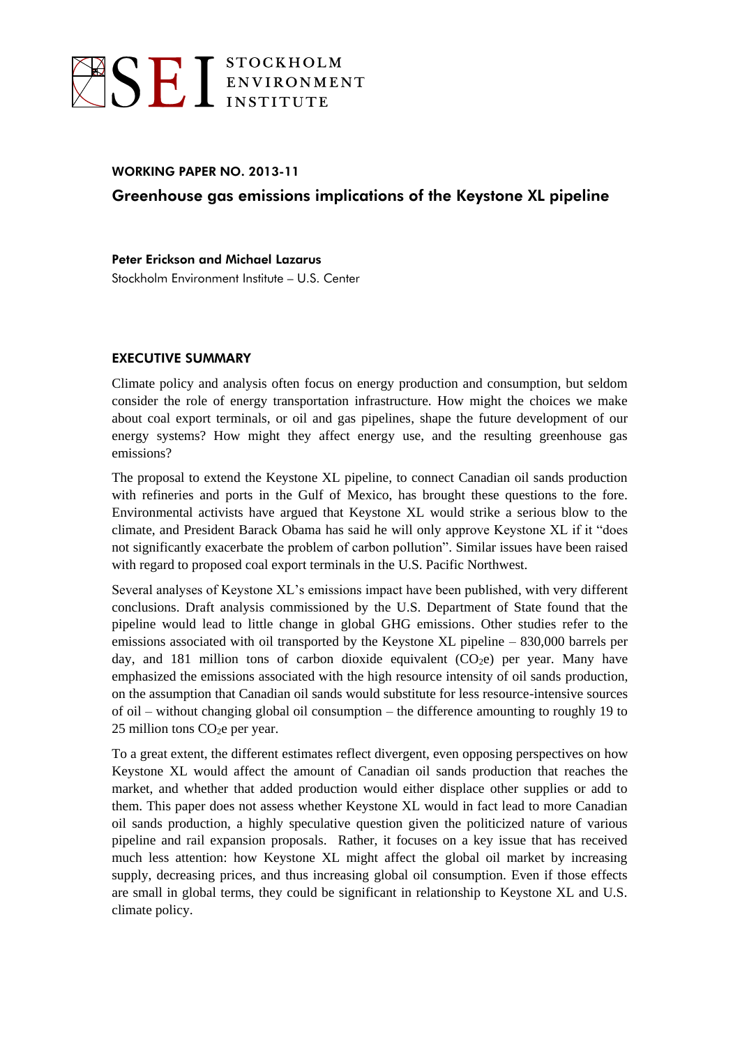STOCKHOLM ENVIRONMENT INSTITUTE

**WORKING PAPER NO. 2013-11**

# Greenhouse gas emissions implications of the Keystone XL pipeline

**Peter Erickson and Michael Lazarus**

Stockholm Environment Institute – U.S. Center

## EXECUTIVE SUMMARY

Climate policy and analysis often focus on energy production and consumption, but seldom consider the role of energy transportation infrastructure. How might the choices we make about coal export terminals, or oil and gas pipelines, shape the future development of our energy systems? How might they affect energy use, and the resulting greenhouse gas emissions?

The proposal to extend the Keystone XL pipeline, to connect Canadian oil sands production with refineries and ports in the Gulf of Mexico, has brought these questions to the fore. Environmental activists have argued that Keystone XL would strike a serious blow to the climate, and President Barack Obama has said he will only approve Keystone XL if it "does not significantly exacerbate the problem of carbon pollution". Similar issues have been raised with regard to proposed coal export terminals in the U.S. Pacific Northwest.

Several analyses of Keystone XL's emissions impact have been published, with very different conclusions. Draft analysis commissioned by the U.S. Department of State found that the pipeline would lead to little change in global GHG emissions. Other studies refer to the emissions associated with oil transported by the Keystone XL pipeline – 830,000 barrels per day, and 181 million tons of carbon dioxide equivalent ($CO_2e$) per year. Many have emphasized the emissions associated with the high resource intensity of oil sands production, on the assumption that Canadian oil sands would substitute for less resource-intensive sources of oil – without changing global oil consumption – the difference amounting to roughly 19 to 25 million tons $CO_2e$ per year.

To a great extent, the different estimates reflect divergent, even opposing perspectives on how Keystone XL would affect the amount of Canadian oil sands production that reaches the market, and whether that added production would either displace other supplies or add to them. This paper does not assess whether Keystone XL would in fact lead to more Canadian oil sands production, a highly speculative question given the politicized nature of various pipeline and rail expansion proposals. Rather, it focuses on a key issue that has received much less attention: how Keystone XL might affect the global oil market by increasing supply, decreasing prices, and thus increasing global oil consumption. Even if those effects are small in global terms, they could be significant in relationship to Keystone XL and U.S. climate policy.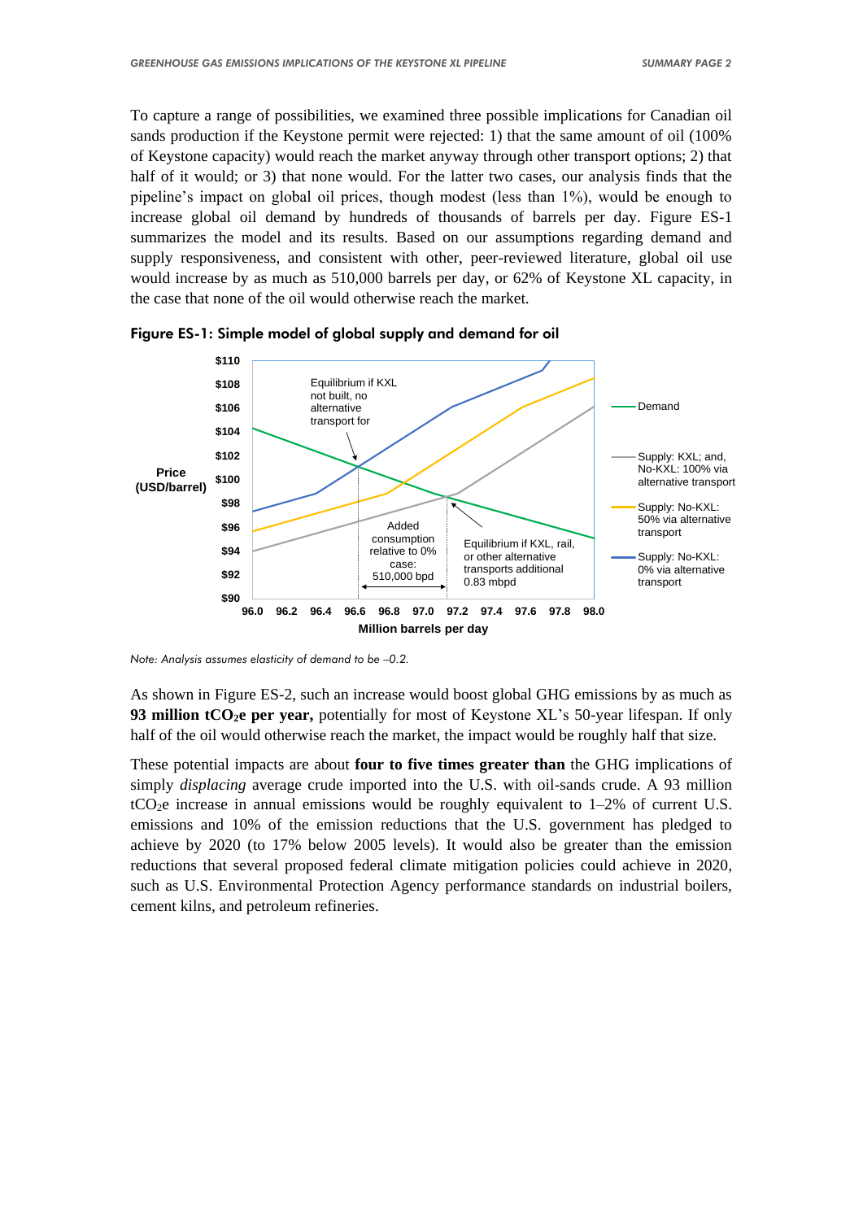To capture a range of possibilities, we examined three possible implications for Canadian oil sands production if the Keystone permit were rejected: 1) that the same amount of oil (100% of Keystone capacity) would reach the market anyway through other transport options; 2) that half of it would; or 3) that none would. For the latter two cases, our analysis finds that the pipeline's impact on global oil prices, though modest (less than 1%), would be enough to increase global oil demand by hundreds of thousands of barrels per day. Figure ES-1 summarizes the model and its results. Based on our assumptions regarding demand and supply responsiveness, and consistent with other, peer-reviewed literature, global oil use would increase by as much as 510,000 barrels per day, or 62% of Keystone XL capacity, in the case that none of the oil would otherwise reach the market.

**Figure ES-1: Simple model of global supply and demand for oil**

*Note: Analysis assumes elasticity of demand to be –0.2.*

As shown in Figure ES-2, such an increase would boost global GHG emissions by as much as **93 million $tCO_2e$ per year,** potentially for most of Keystone XL's 50-year lifespan. If only half of the oil would otherwise reach the market, the impact would be roughly half that size.

These potential impacts are about **four to five times greater than** the GHG implications of simply *displacing* average crude imported into the U.S. with oil-sands crude. A 93 million $tCO_2e$ increase in annual emissions would be roughly equivalent to 1–2% of current U.S. emissions and 10% of the emission reductions that the U.S. government has pledged to achieve by 2020 (to 17% below 2005 levels). It would also be greater than the emission reductions that several proposed federal climate mitigation policies could achieve in 2020, such as U.S. Environmental Protection Agency performance standards on industrial boilers, cement kilns, and petroleum refineries.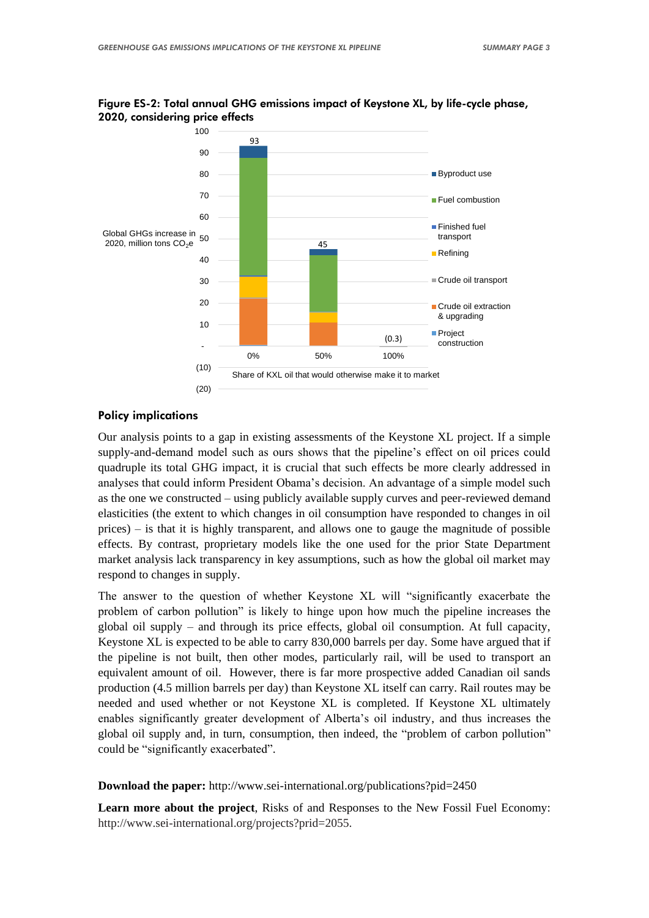**Figure ES-2: Total annual GHG emissions impact of Keystone XL, by life-cycle phase, 2020, considering price effects**

Global GHGs increase in 2020, million tons $CO_2e$

100
90
80
70
60
50
40
30
20
10
-
(10)
(20)

93
45
(0.3)

0%
50%
100%

Share of KXL oil that would otherwise make it to market

Byproduct use
Fuel combustion
Finished fuel transport
Refining
Crude oil transport
Crude oil extraction & upgrading
Project construction

## Policy implications

Our analysis points to a gap in existing assessments of the Keystone XL project. If a simple supply-and-demand model such as ours shows that the pipeline's effect on oil prices could quadruple its total GHG impact, it is crucial that such effects be more clearly addressed in analyses that could inform President Obama's decision. An advantage of a simple model such as the one we constructed – using publicly available supply curves and peer-reviewed demand elasticities (the extent to which changes in oil consumption have responded to changes in oil prices) – is that it is highly transparent, and allows one to gauge the magnitude of possible effects. By contrast, proprietary models like the one used for the prior State Department market analysis lack transparency in key assumptions, such as how the global oil market may respond to changes in supply.

The answer to the question of whether Keystone XL will "significantly exacerbate the problem of carbon pollution" is likely to hinge upon how much the pipeline increases the global oil supply – and through its price effects, global oil consumption. At full capacity, Keystone XL is expected to be able to carry 830,000 barrels per day. Some have argued that if the pipeline is not built, then other modes, particularly rail, will be used to transport an equivalent amount of oil. However, there is far more prospective added Canadian oil sands production (4.5 million barrels per day) than Keystone XL itself can carry. Rail routes may be needed and used whether or not Keystone XL is completed. If Keystone XL ultimately enables significantly greater development of Alberta's oil industry, and thus increases the global oil supply and, in turn, consumption, then indeed, the "problem of carbon pollution" could be "significantly exacerbated".

**Download the paper:** http://www.sei-international.org/publications?pid=2450

**Learn more about the project**, Risks of and Responses to the New Fossil Fuel Economy: http://www.sei-international.org/projects?prid=2055.